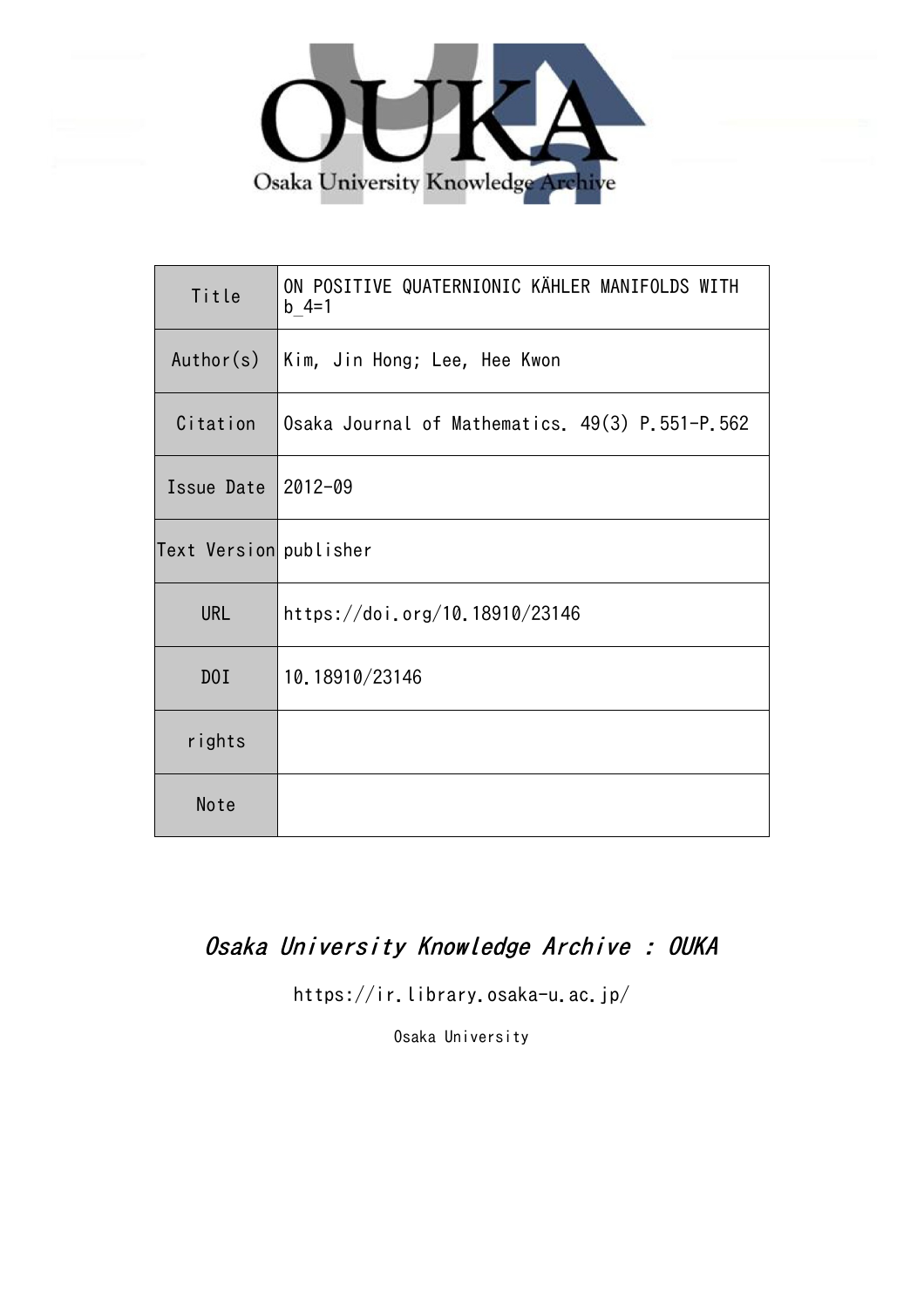Osaka University Knowledge Archive

| Title | ON POSITIVE QUATERNIONIC KÄHLER MANIFOLDS WITH b_4=1 |
| --- | --- |
| Author(s) | Kim, Jin Hong; Lee, Hee Kwon |
| Citation | Osaka Journal of Mathematics. 49(3) P.551-P.562 |
| Issue Date | 2012-09 |
| Text Version | publisher |
| URL | https://doi.org/10.18910/23146 |
| DOI | 10.18910/23146 |
| rights | |
| Note | |

*Osaka University Knowledge Archive : OUKA*

https://ir.library.osaka-u.ac.jp/

Osaka University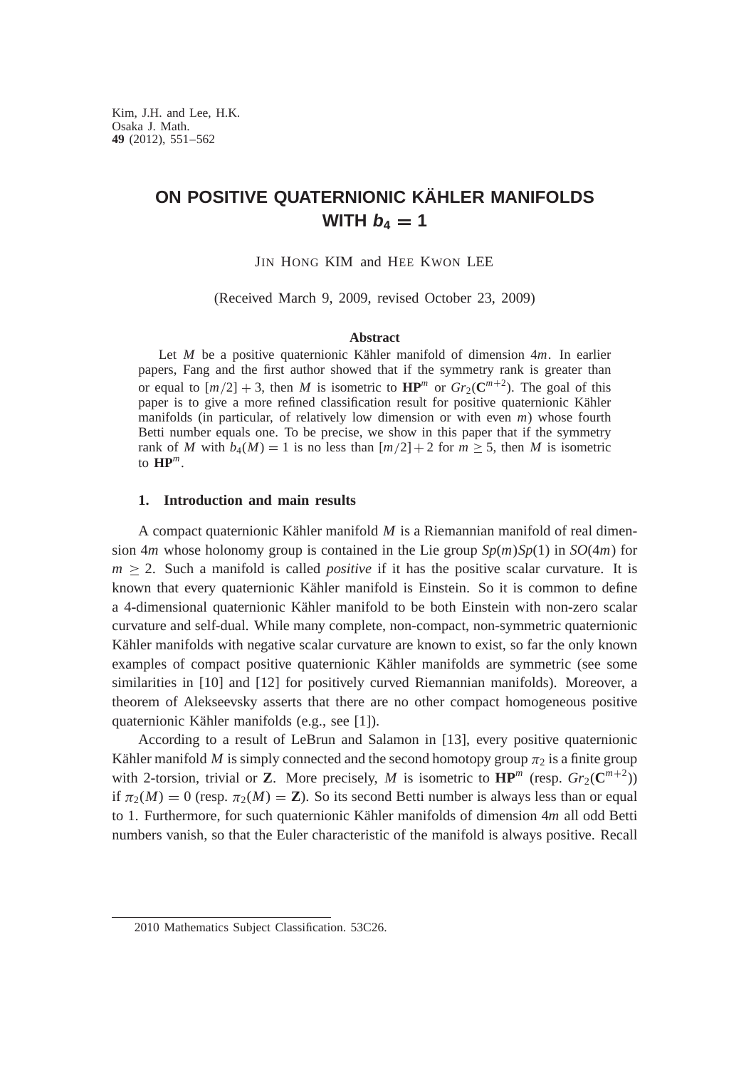# ON POSITIVE QUATERNIONIC KÄHLER MANIFOLDS WITH $b_4 = 1$

JIN HONG KIM and HEE KWON LEE

(Received March 9, 2009, revised October 23, 2009)

### Abstract

Let $M$ be a positive quaternionic Kähler manifold of dimension $4m$. In earlier papers, Fang and the first author showed that if the symmetry rank is greater than or equal to $[m/2] + 3$, then $M$ is isometric to $\mathbf{HP}^m$ or $Gr_2(\mathbf{C}^{m+2})$. The goal of this paper is to give a more refined classification result for positive quaternionic Kähler manifolds (in particular, of relatively low dimension or with even $m$) whose fourth Betti number equals one. To be precise, we show in this paper that if the symmetry rank of $M$ with $b_4(M) = 1$ is no less than $[m/2] + 2$ for $m \geq 5$, then $M$ is isometric to $\mathbf{HP}^m$.

## 1. Introduction and main results

A compact quaternionic Kähler manifold $M$ is a Riemannian manifold of real dimension $4m$ whose holonomy group is contained in the Lie group $Sp(m)Sp(1)$ in $SO(4m)$ for $m \geq 2$. Such a manifold is called *positive* if it has the positive scalar curvature. It is known that every quaternionic Kähler manifold is Einstein. So it is common to define a 4-dimensional quaternionic Kähler manifold to be both Einstein with non-zero scalar curvature and self-dual. While many complete, non-compact, non-symmetric quaternionic Kähler manifolds with negative scalar curvature are known to exist, so far the only known examples of compact positive quaternionic Kähler manifolds are symmetric (see some similarities in [10] and [12] for positively curved Riemannian manifolds). Moreover, a theorem of Alekseevsky asserts that there are no other compact homogeneous positive quaternionic Kähler manifolds (e.g., see [1]).

According to a result of LeBrun and Salamon in [13], every positive quaternionic Kähler manifold $M$ is simply connected and the second homotopy group $\pi_2$ is a finite group with 2-torsion, trivial or $\mathbf{Z}$. More precisely, $M$ is isometric to $\mathbf{HP}^m$ (resp. $Gr_2(\mathbf{C}^{m+2})$) if $\pi_2(M) = 0$ (resp. $\pi_2(M) = \mathbf{Z}$). So its second Betti number is always less than or equal to 1. Furthermore, for such quaternionic Kähler manifolds of dimension $4m$ all odd Betti numbers vanish, so that the Euler characteristic of the manifold is always positive. Recall

2010 Mathematics Subject Classification. 53C26.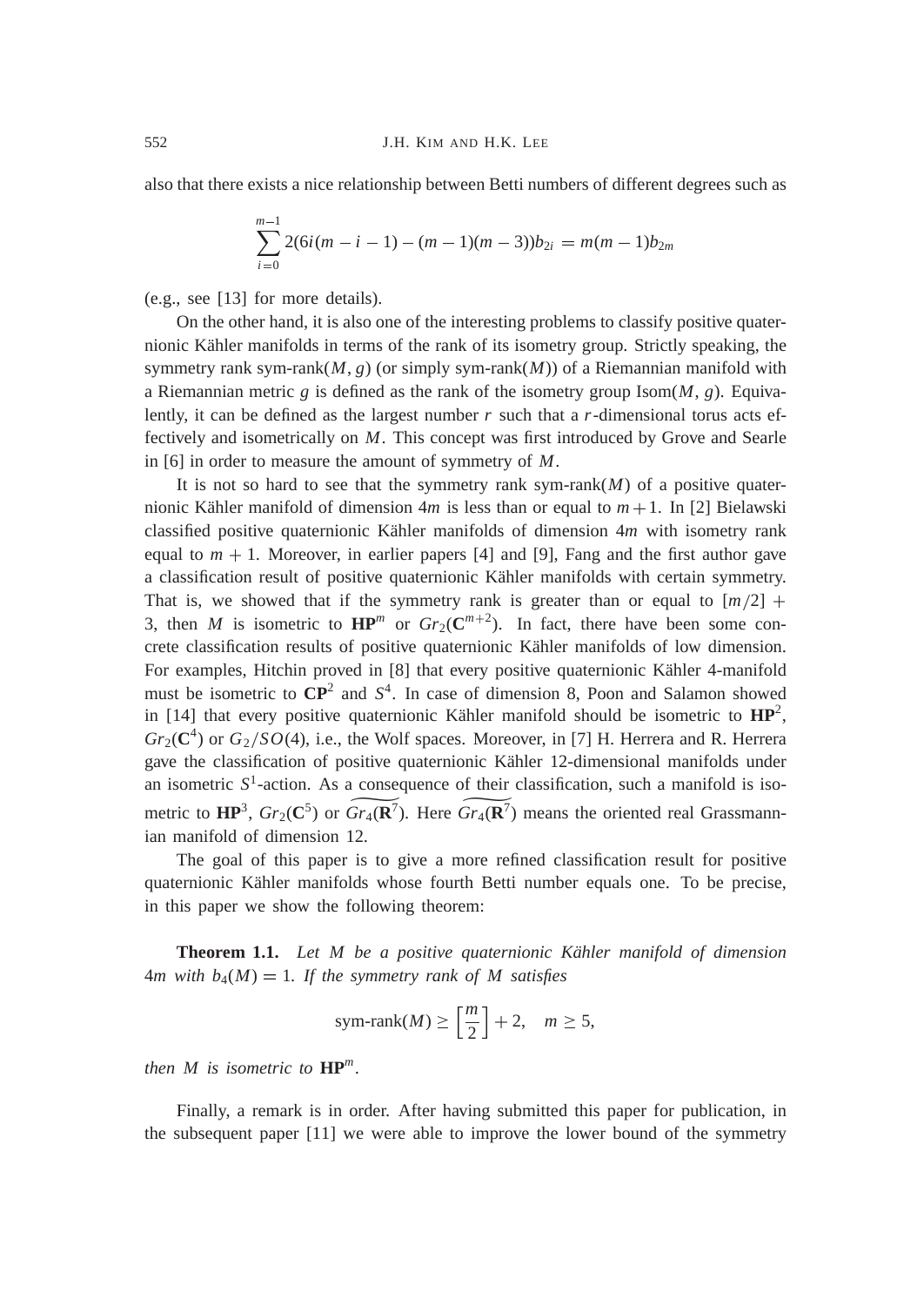also that there exists a nice relationship between Betti numbers of different degrees such as

$$\sum_{i=0}^{m-1} 2(6i(m-i-1)-(m-1)(m-3))b_{2i} = m(m-1)b_{2m}$$

(e.g., see [13] for more details).

On the other hand, it is also one of the interesting problems to classify positive quaternionic Kähler manifolds in terms of the rank of its isometry group. Strictly speaking, the symmetry rank sym-rank$(M, g)$ (or simply sym-rank$(M)$) of a Riemannian manifold with a Riemannian metric $g$ is defined as the rank of the isometry group Isom$(M, g)$. Equivalently, it can be defined as the largest number $r$ such that a $r$-dimensional torus acts effectively and isometrically on $M$. This concept was first introduced by Grove and Searle in [6] in order to measure the amount of symmetry of $M$.

It is not so hard to see that the symmetry rank sym-rank$(M)$ of a positive quaternionic Kähler manifold of dimension $4m$ is less than or equal to $m+1$. In [2] Bielawski classified positive quaternionic Kähler manifolds of dimension $4m$ with isometry rank equal to $m+1$. Moreover, in earlier papers [4] and [9], Fang and the first author gave a classification result of positive quaternionic Kähler manifolds with certain symmetry. That is, we showed that if the symmetry rank is greater than or equal to $[m/2]+3$, then $M$ is isometric to $\mathbf{HP}^m$ or $Gr_2(\mathbf{C}^{m+2})$. In fact, there have been some concrete classification results of positive quaternionic Kähler manifolds of low dimension. For examples, Hitchin proved in [8] that every positive quaternionic Kähler 4-manifold must be isometric to $\mathbf{CP}^2$ and $S^4$. In case of dimension 8, Poon and Salamon showed in [14] that every positive quaternionic Kähler manifold should be isometric to $\mathbf{HP}^2$, $Gr_2(\mathbf{C}^4)$ or $G_2/SO(4)$, i.e., the Wolf spaces. Moreover, in [7] H. Herrera and R. Herrera gave the classification of positive quaternionic Kähler 12-dimensional manifolds under an isometric $S^1$-action. As a consequence of their classification, such a manifold is isometric to $\mathbf{HP}^3$, $Gr_2(\mathbf{C}^5)$ or $\widetilde{Gr_4(\mathbf{R}^7)}$. Here $\widetilde{Gr_4(\mathbf{R}^7)}$ means the oriented real Grassmannian manifold of dimension 12.

The goal of this paper is to give a more refined classification result for positive quaternionic Kähler manifolds whose fourth Betti number equals one. To be precise, in this paper we show the following theorem:

**Theorem 1.1.** *Let $M$ be a positive quaternionic Kähler manifold of dimension $4m$ with $b_4(M) = 1$. If the symmetry rank of $M$ satisfies*

$$\text{sym-rank}(M) \geq \left[\frac{m}{2}\right] + 2, \quad m \geq 5,$$

*then $M$ is isometric to $\mathbf{HP}^m$.*

Finally, a remark is in order. After having submitted this paper for publication, in the subsequent paper [11] we were able to improve the lower bound of the symmetry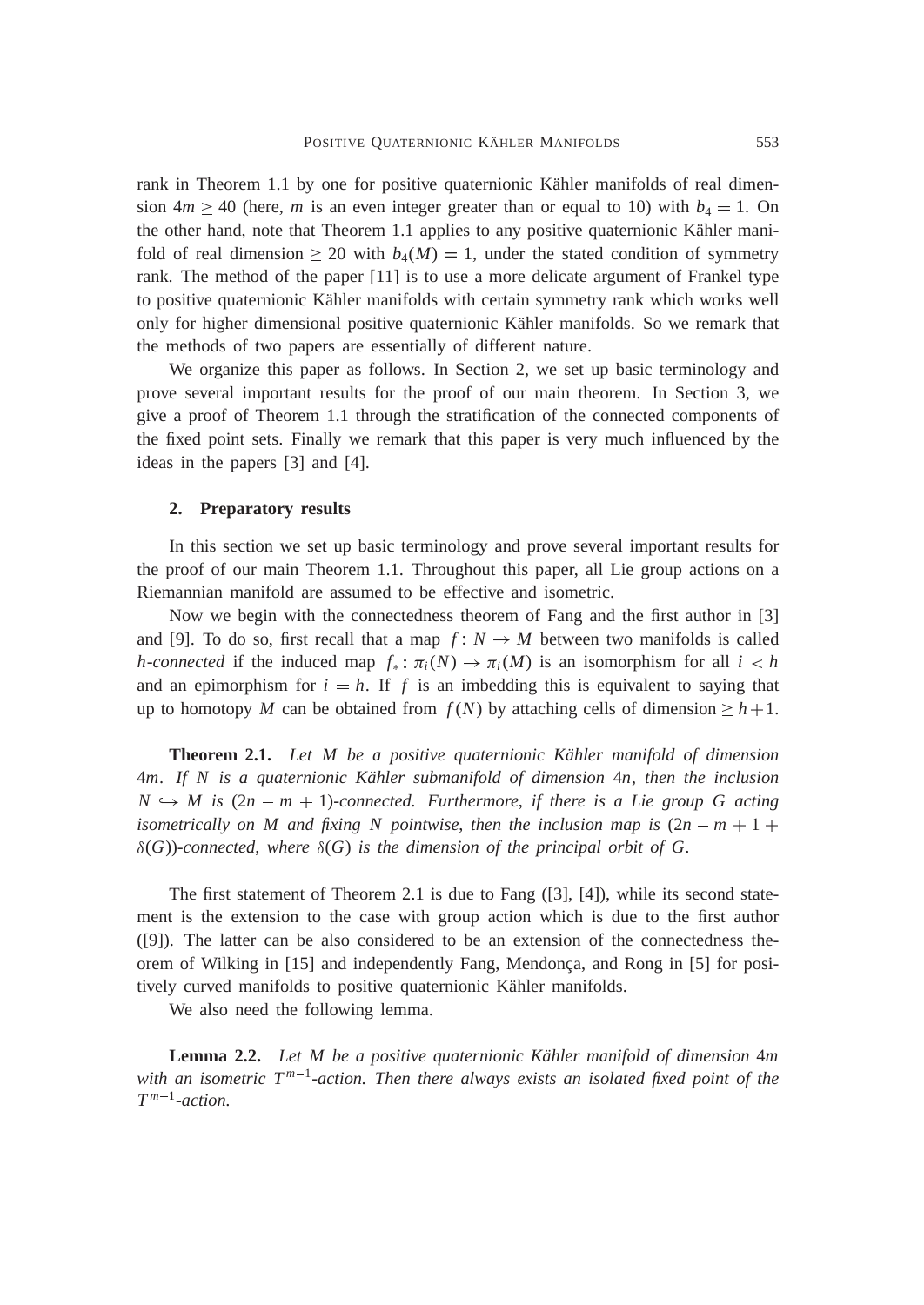rank in Theorem 1.1 by one for positive quaternionic Kähler manifolds of real dimension $4m \geq 40$ (here, $m$ is an even integer greater than or equal to 10) with $b_4 = 1$. On the other hand, note that Theorem 1.1 applies to any positive quaternionic Kähler manifold of real dimension $\geq 20$ with $b_4(M) = 1$, under the stated condition of symmetry rank. The method of the paper [11] is to use a more delicate argument of Frankel type to positive quaternionic Kähler manifolds with certain symmetry rank which works well only for higher dimensional positive quaternionic Kähler manifolds. So we remark that the methods of two papers are essentially of different nature.

We organize this paper as follows. In Section 2, we set up basic terminology and prove several important results for the proof of our main theorem. In Section 3, we give a proof of Theorem 1.1 through the stratification of the connected components of the fixed point sets. Finally we remark that this paper is very much influenced by the ideas in the papers [3] and [4].

## 2. Preparatory results

In this section we set up basic terminology and prove several important results for the proof of our main Theorem 1.1. Throughout this paper, all Lie group actions on a Riemannian manifold are assumed to be effective and isometric.

Now we begin with the connectedness theorem of Fang and the first author in [3] and [9]. To do so, first recall that a map $f : N \to M$ between two manifolds is called *h-connected* if the induced map $f_* : \pi_i(N) \to \pi_i(M)$ is an isomorphism for all $i < h$ and an epimorphism for $i = h$. If $f$ is an imbedding this is equivalent to saying that up to homotopy $M$ can be obtained from $f(N)$ by attaching cells of dimension $\geq h+1$.

**Theorem 2.1.** *Let $M$ be a positive quaternionic Kähler manifold of dimension $4m$. If $N$ is a quaternionic Kähler submanifold of dimension $4n$, then the inclusion $N \hookrightarrow M$ is $(2n - m + 1)$-connected. Furthermore, if there is a Lie group $G$ acting isometrically on $M$ and fixing $N$ pointwise, then the inclusion map is $(2n - m + 1 + \delta(G))$-connected, where $\delta(G)$ is the dimension of the principal orbit of $G$.*

The first statement of Theorem 2.1 is due to Fang ([3], [4]), while its second statement is the extension to the case with group action which is due to the first author ([9]). The latter can be also considered to be an extension of the connectedness theorem of Wilking in [15] and independently Fang, Mendonça, and Rong in [5] for positively curved manifolds to positive quaternionic Kähler manifolds.

We also need the following lemma.

**Lemma 2.2.** *Let $M$ be a positive quaternionic Kähler manifold of dimension $4m$ with an isometric $T^{m-1}$-action. Then there always exists an isolated fixed point of the $T^{m-1}$-action.*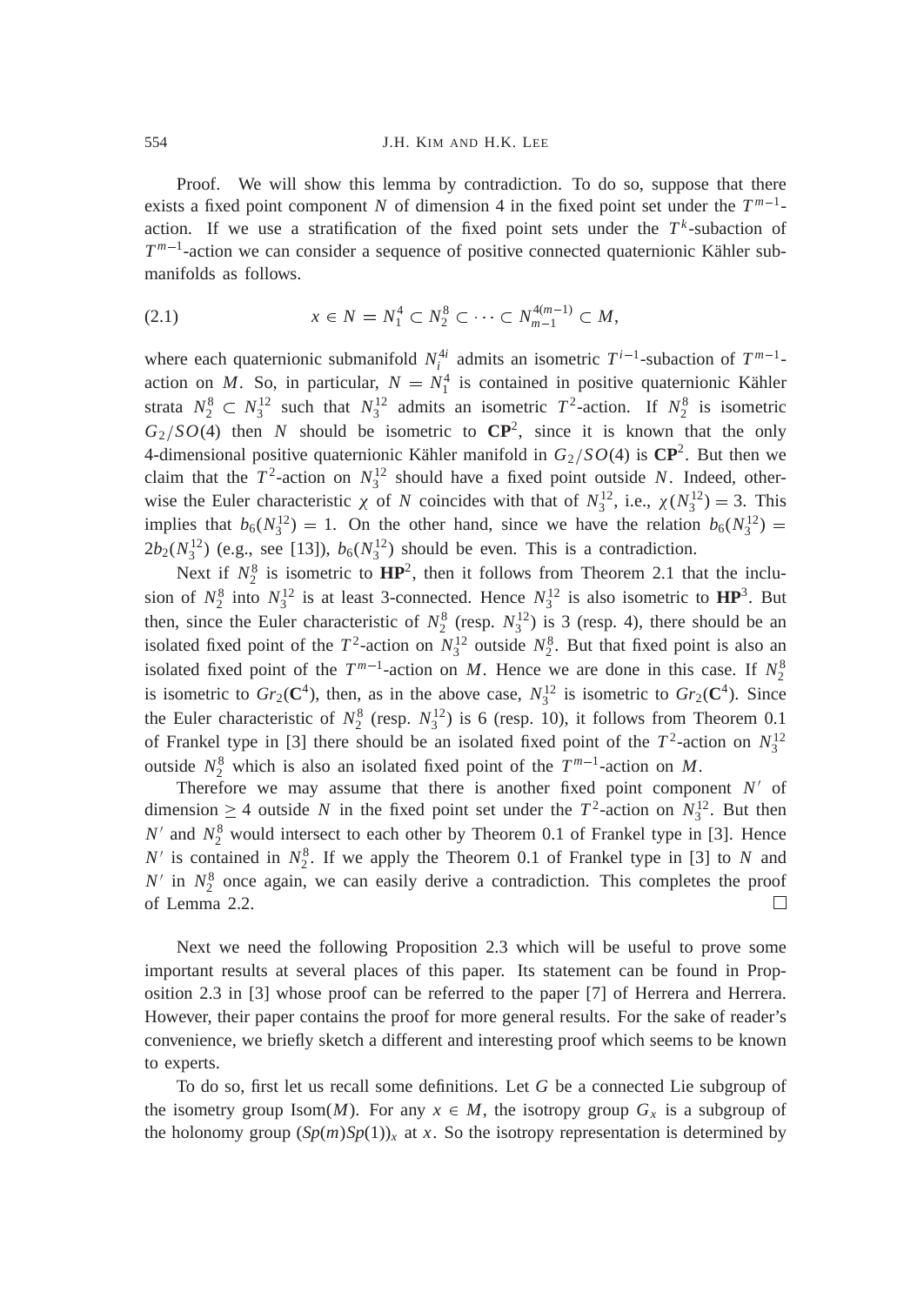Proof. We will show this lemma by contradiction. To do so, suppose that there exists a fixed point component $N$ of dimension 4 in the fixed point set under the $T^{m-1}$-action. If we use a stratification of the fixed point sets under the $T^k$-subaction of $T^{m-1}$-action we can consider a sequence of positive connected quaternionic Kähler submanifolds as follows.

$$x \in N = N_1^4 \subset N_2^8 \subset \cdots \subset N_{m-1}^{4(m-1)} \subset M, \tag{2.1}$$

where each quaternionic submanifold $N_i^{4i}$ admits an isometric $T^{i-1}$-subaction of $T^{m-1}$-action on $M$. So, in particular, $N = N_1^4$ is contained in positive quaternionic Kähler strata $N_2^8 \subset N_3^{12}$ such that $N_3^{12}$ admits an isometric $T^2$-action. If $N_2^8$ is isometric $G_2/SO(4)$ then $N$ should be isometric to $\mathbf{CP}^2$, since it is known that the only 4-dimensional positive quaternionic Kähler manifold in $G_2/SO(4)$ is $\mathbf{CP}^2$. But then we claim that the $T^2$-action on $N_3^{12}$ should have a fixed point outside $N$. Indeed, otherwise the Euler characteristic $\chi$ of $N$ coincides with that of $N_3^{12}$, i.e., $\chi(N_3^{12}) = 3$. This implies that $b_6(N_3^{12}) = 1$. On the other hand, since we have the relation $b_6(N_3^{12}) = 2b_2(N_3^{12})$ (e.g., see [13]), $b_6(N_3^{12})$ should be even. This is a contradiction.

Next if $N_2^8$ is isometric to $\mathbf{HP}^2$, then it follows from Theorem 2.1 that the inclusion of $N_2^8$ into $N_3^{12}$ is at least 3-connected. Hence $N_3^{12}$ is also isometric to $\mathbf{HP}^3$. But then, since the Euler characteristic of $N_2^8$ (resp. $N_3^{12}$) is 3 (resp. 4), there should be an isolated fixed point of the $T^2$-action on $N_3^{12}$ outside $N_2^8$. But that fixed point is also an isolated fixed point of the $T^{m-1}$-action on $M$. Hence we are done in this case. If $N_2^8$ is isometric to $Gr_2(\mathbf{C}^4)$, then, as in the above case, $N_3^{12}$ is isometric to $Gr_2(\mathbf{C}^4)$. Since the Euler characteristic of $N_2^8$ (resp. $N_3^{12}$) is 6 (resp. 10), it follows from Theorem 0.1 of Frankel type in [3] there should be an isolated fixed point of the $T^2$-action on $N_3^{12}$ outside $N_2^8$ which is also an isolated fixed point of the $T^{m-1}$-action on $M$.

Therefore we may assume that there is another fixed point component $N'$ of dimension $\geq 4$ outside $N$ in the fixed point set under the $T^2$-action on $N_3^{12}$. But then $N'$ and $N_2^8$ would intersect to each other by Theorem 0.1 of Frankel type in [3]. Hence $N'$ is contained in $N_2^8$. If we apply the Theorem 0.1 of Frankel type in [3] to $N$ and $N'$ in $N_2^8$ once again, we can easily derive a contradiction. This completes the proof of Lemma 2.2. □

Next we need the following Proposition 2.3 which will be useful to prove some important results at several places of this paper. Its statement can be found in Proposition 2.3 in [3] whose proof can be referred to the paper [7] of Herrera and Herrera. However, their paper contains the proof for more general results. For the sake of reader's convenience, we briefly sketch a different and interesting proof which seems to be known to experts.

To do so, first let us recall some definitions. Let $G$ be a connected Lie subgroup of the isometry group $\mathrm{Isom}(M)$. For any $x \in M$, the isotropy group $G_x$ is a subgroup of the holonomy group $(Sp(m)Sp(1))_x$ at $x$. So the isotropy representation is determined by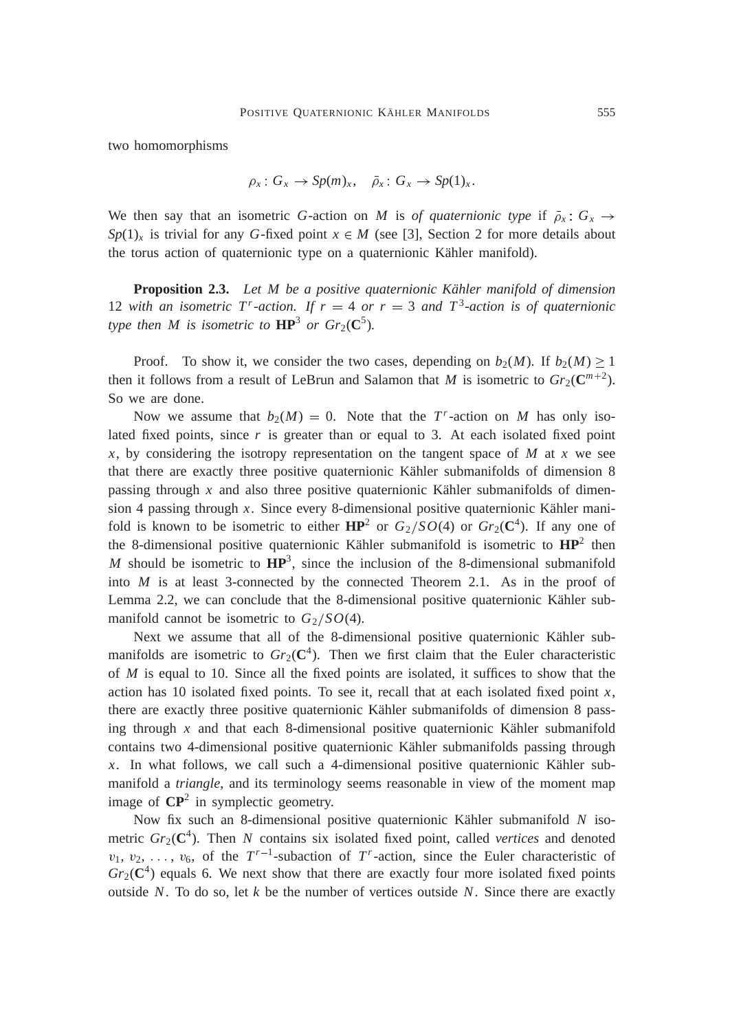two homomorphisms

$$\rho_x : G_x \to Sp(m)_x, \quad \bar{\rho}_x : G_x \to Sp(1)_x.$$

We then say that an isometric $G$-action on $M$ is *of quaternionic type* if $\bar{\rho}_x : G_x \to Sp(1)_x$ is trivial for any $G$-fixed point $x \in M$ (see [3], Section 2 for more details about the torus action of quaternionic type on a quaternionic Kähler manifold).

**Proposition 2.3.** *Let $M$ be a positive quaternionic Kähler manifold of dimension* 12 *with an isometric $T^r$-action. If $r = 4$ or $r = 3$ and $T^3$-action is of quaternionic type then $M$ is isometric to $\mathbf{HP}^3$ or $Gr_2(\mathbf{C}^5)$.*

Proof. To show it, we consider the two cases, depending on $b_2(M)$. If $b_2(M) \geq 1$ then it follows from a result of LeBrun and Salamon that $M$ is isometric to $Gr_2(\mathbf{C}^{m+2})$. So we are done.

Now we assume that $b_2(M) = 0$. Note that the $T^r$-action on $M$ has only isolated fixed points, since $r$ is greater than or equal to 3. At each isolated fixed point $x$, by considering the isotropy representation on the tangent space of $M$ at $x$ we see that there are exactly three positive quaternionic Kähler submanifolds of dimension 8 passing through $x$ and also three positive quaternionic Kähler submanifolds of dimension 4 passing through $x$. Since every 8-dimensional positive quaternionic Kähler manifold is known to be isometric to either $\mathbf{HP}^2$ or $G_2/SO(4)$ or $Gr_2(\mathbf{C}^4)$. If any one of the 8-dimensional positive quaternionic Kähler submanifold is isometric to $\mathbf{HP}^2$ then $M$ should be isometric to $\mathbf{HP}^3$, since the inclusion of the 8-dimensional submanifold into $M$ is at least 3-connected by the connected Theorem 2.1. As in the proof of Lemma 2.2, we can conclude that the 8-dimensional positive quaternionic Kähler submanifold cannot be isometric to $G_2/SO(4)$.

Next we assume that all of the 8-dimensional positive quaternionic Kähler submanifolds are isometric to $Gr_2(\mathbf{C}^4)$. Then we first claim that the Euler characteristic of $M$ is equal to 10. Since all the fixed points are isolated, it suffices to show that the action has 10 isolated fixed points. To see it, recall that at each isolated fixed point $x$, there are exactly three positive quaternionic Kähler submanifolds of dimension 8 passing through $x$ and that each 8-dimensional positive quaternionic Kähler submanifold contains two 4-dimensional positive quaternionic Kähler submanifolds passing through $x$. In what follows, we call such a 4-dimensional positive quaternionic Kähler submanifold a *triangle*, and its terminology seems reasonable in view of the moment map image of $\mathbf{CP}^2$ in symplectic geometry.

Now fix such an 8-dimensional positive quaternionic Kähler submanifold $N$ isometric $Gr_2(\mathbf{C}^4)$. Then $N$ contains six isolated fixed point, called *vertices* and denoted $v_1, v_2, \ldots, v_6$, of the $T^{r-1}$-subaction of $T^r$-action, since the Euler characteristic of $Gr_2(\mathbf{C}^4)$ equals 6. We next show that there are exactly four more isolated fixed points outside $N$. To do so, let $k$ be the number of vertices outside $N$. Since there are exactly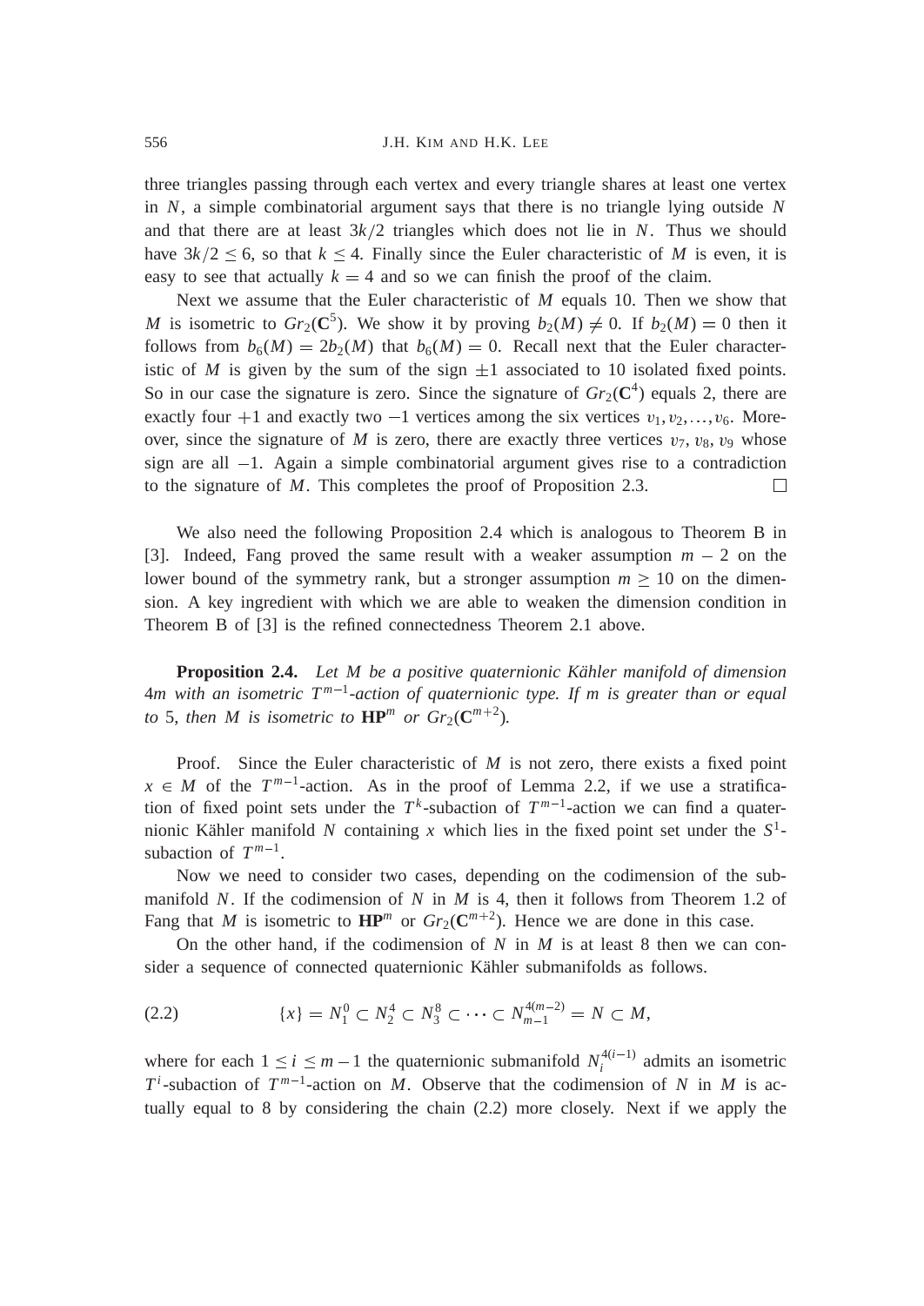three triangles passing through each vertex and every triangle shares at least one vertex in $N$, a simple combinatorial argument says that there is no triangle lying outside $N$ and that there are at least $3k/2$ triangles which does not lie in $N$. Thus we should have $3k/2 \leq 6$, so that $k \leq 4$. Finally since the Euler characteristic of $M$ is even, it is easy to see that actually $k = 4$ and so we can finish the proof of the claim.

Next we assume that the Euler characteristic of $M$ equals 10. Then we show that $M$ is isometric to $Gr_2(\mathbf{C}^5)$. We show it by proving $b_2(M) \neq 0$. If $b_2(M) = 0$ then it follows from $b_6(M) = 2b_2(M)$ that $b_6(M) = 0$. Recall next that the Euler characteristic of $M$ is given by the sum of the sign $\pm 1$ associated to 10 isolated fixed points. So in our case the signature is zero. Since the signature of $Gr_2(\mathbf{C}^4)$ equals 2, there are exactly four $+1$ and exactly two $-1$ vertices among the six vertices $v_1, v_2, \ldots, v_6$. Moreover, since the signature of $M$ is zero, there are exactly three vertices $v_7$, $v_8$, $v_9$ whose sign are all $-1$. Again a simple combinatorial argument gives rise to a contradiction to the signature of $M$. This completes the proof of Proposition 2.3. □

We also need the following Proposition 2.4 which is analogous to Theorem B in [3]. Indeed, Fang proved the same result with a weaker assumption $m - 2$ on the lower bound of the symmetry rank, but a stronger assumption $m \geq 10$ on the dimension. A key ingredient with which we are able to weaken the dimension condition in Theorem B of [3] is the refined connectedness Theorem 2.1 above.

**Proposition 2.4.** *Let $M$ be a positive quaternionic Kähler manifold of dimension $4m$ with an isometric $T^{m-1}$-action of quaternionic type. If $m$ is greater than or equal to 5, then $M$ is isometric to $\mathbf{HP}^m$ or $Gr_2(\mathbf{C}^{m+2})$.*

Proof. Since the Euler characteristic of $M$ is not zero, there exists a fixed point $x \in M$ of the $T^{m-1}$-action. As in the proof of Lemma 2.2, if we use a stratification of fixed point sets under the $T^k$-subaction of $T^{m-1}$-action we can find a quaternionic Kähler manifold $N$ containing $x$ which lies in the fixed point set under the $S^1$-subaction of $T^{m-1}$.

Now we need to consider two cases, depending on the codimension of the submanifold $N$. If the codimension of $N$ in $M$ is 4, then it follows from Theorem 1.2 of Fang that $M$ is isometric to $\mathbf{HP}^m$ or $Gr_2(\mathbf{C}^{m+2})$. Hence we are done in this case.

On the other hand, if the codimension of $N$ in $M$ is at least 8 then we can consider a sequence of connected quaternionic Kähler submanifolds as follows.

$$\{x\} = N_1^0 \subset N_2^4 \subset N_3^8 \subset \cdots \subset N_{m-1}^{4(m-2)} = N \subset M, \tag{2.2}$$

where for each $1 \leq i \leq m-1$ the quaternionic submanifold $N_i^{4(i-1)}$ admits an isometric $T^i$-subaction of $T^{m-1}$-action on $M$. Observe that the codimension of $N$ in $M$ is actually equal to 8 by considering the chain (2.2) more closely. Next if we apply the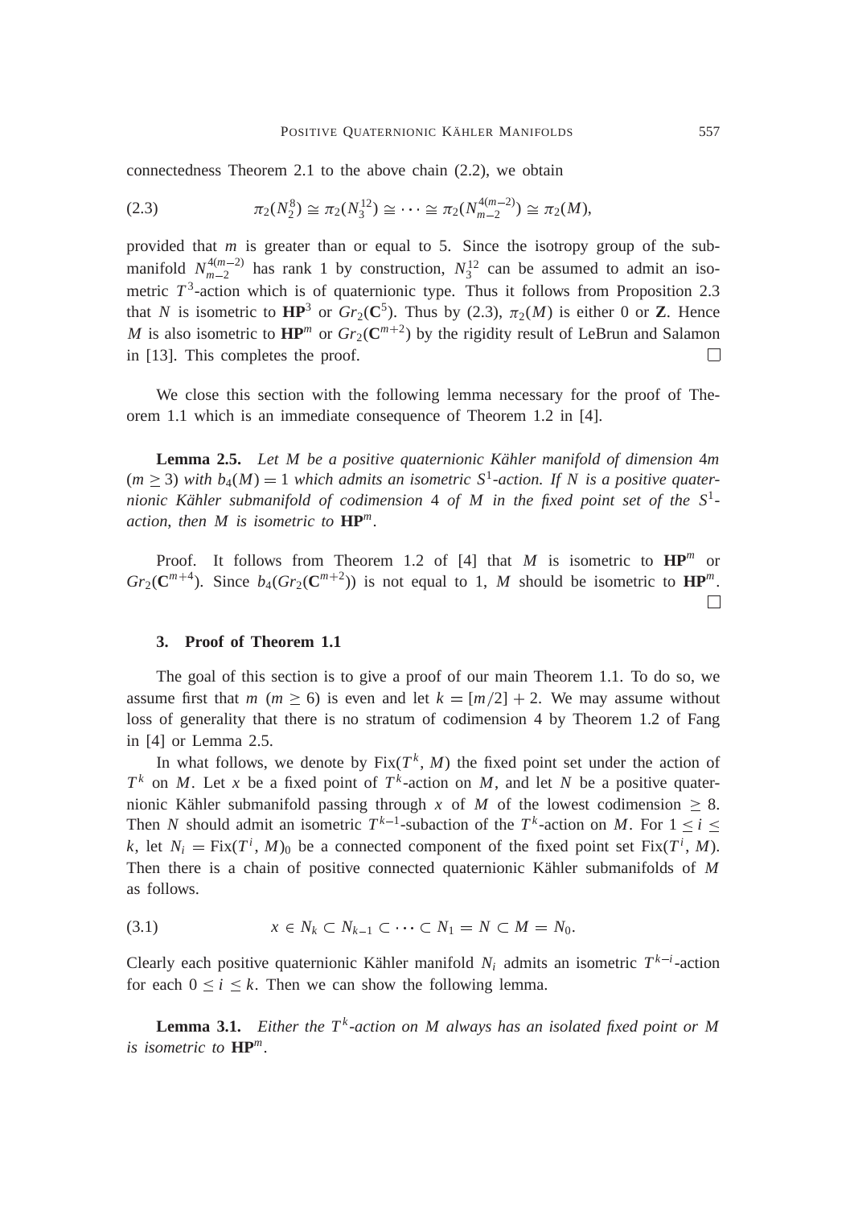connectedness Theorem 2.1 to the above chain (2.2), we obtain

$$\pi_2(N_2^8) \cong \pi_2(N_3^{12}) \cong \cdots \cong \pi_2(N_{m-2}^{4(m-2)}) \cong \pi_2(M), \tag{2.3}$$

provided that $m$ is greater than or equal to 5. Since the isotropy group of the submanifold $N_{m-2}^{4(m-2)}$ has rank 1 by construction, $N_3^{12}$ can be assumed to admit an isometric $T^3$-action which is of quaternionic type. Thus it follows from Proposition 2.3 that $N$ is isometric to $\mathbf{HP}^3$ or $Gr_2(\mathbf{C}^5)$. Thus by (2.3), $\pi_2(M)$ is either 0 or $\mathbf{Z}$. Hence $M$ is also isometric to $\mathbf{HP}^m$ or $Gr_2(\mathbf{C}^{m+2})$ by the rigidity result of LeBrun and Salamon in [13]. This completes the proof. □

We close this section with the following lemma necessary for the proof of Theorem 1.1 which is an immediate consequence of Theorem 1.2 in [4].

**Lemma 2.5.** *Let $M$ be a positive quaternionic Kähler manifold of dimension $4m$ ($m \geq 3$) with $b_4(M) = 1$ which admits an isometric $S^1$-action. If $N$ is a positive quaternionic Kähler submanifold of codimension 4 of $M$ in the fixed point set of the $S^1$-action, then $M$ is isometric to $\mathbf{HP}^m$.*

Proof. It follows from Theorem 1.2 of [4] that $M$ is isometric to $\mathbf{HP}^m$ or $Gr_2(\mathbf{C}^{m+4})$. Since $b_4(Gr_2(\mathbf{C}^{m+2}))$ is not equal to 1, $M$ should be isometric to $\mathbf{HP}^m$. □

## 3. Proof of Theorem 1.1

The goal of this section is to give a proof of our main Theorem 1.1. To do so, we assume first that $m$ ($m \geq 6$) is even and let $k = [m/2] + 2$. We may assume without loss of generality that there is no stratum of codimension 4 by Theorem 1.2 of Fang in [4] or Lemma 2.5.

In what follows, we denote by $\mathrm{Fix}(T^k, M)$ the fixed point set under the action of $T^k$ on $M$. Let $x$ be a fixed point of $T^k$-action on $M$, and let $N$ be a positive quaternionic Kähler submanifold passing through $x$ of $M$ of the lowest codimension $\geq 8$. Then $N$ should admit an isometric $T^{k-1}$-subaction of the $T^k$-action on $M$. For $1 \leq i \leq k$, let $N_i = \mathrm{Fix}(T^i, M)_0$ be a connected component of the fixed point set $\mathrm{Fix}(T^i, M)$. Then there is a chain of positive connected quaternionic Kähler submanifolds of $M$ as follows.

$$x \in N_k \subset N_{k-1} \subset \cdots \subset N_1 = N \subset M = N_0. \tag{3.1}$$

Clearly each positive quaternionic Kähler manifold $N_i$ admits an isometric $T^{k-i}$-action for each $0 \leq i \leq k$. Then we can show the following lemma.

**Lemma 3.1.** *Either the $T^k$-action on $M$ always has an isolated fixed point or $M$ is isometric to $\mathbf{HP}^m$.*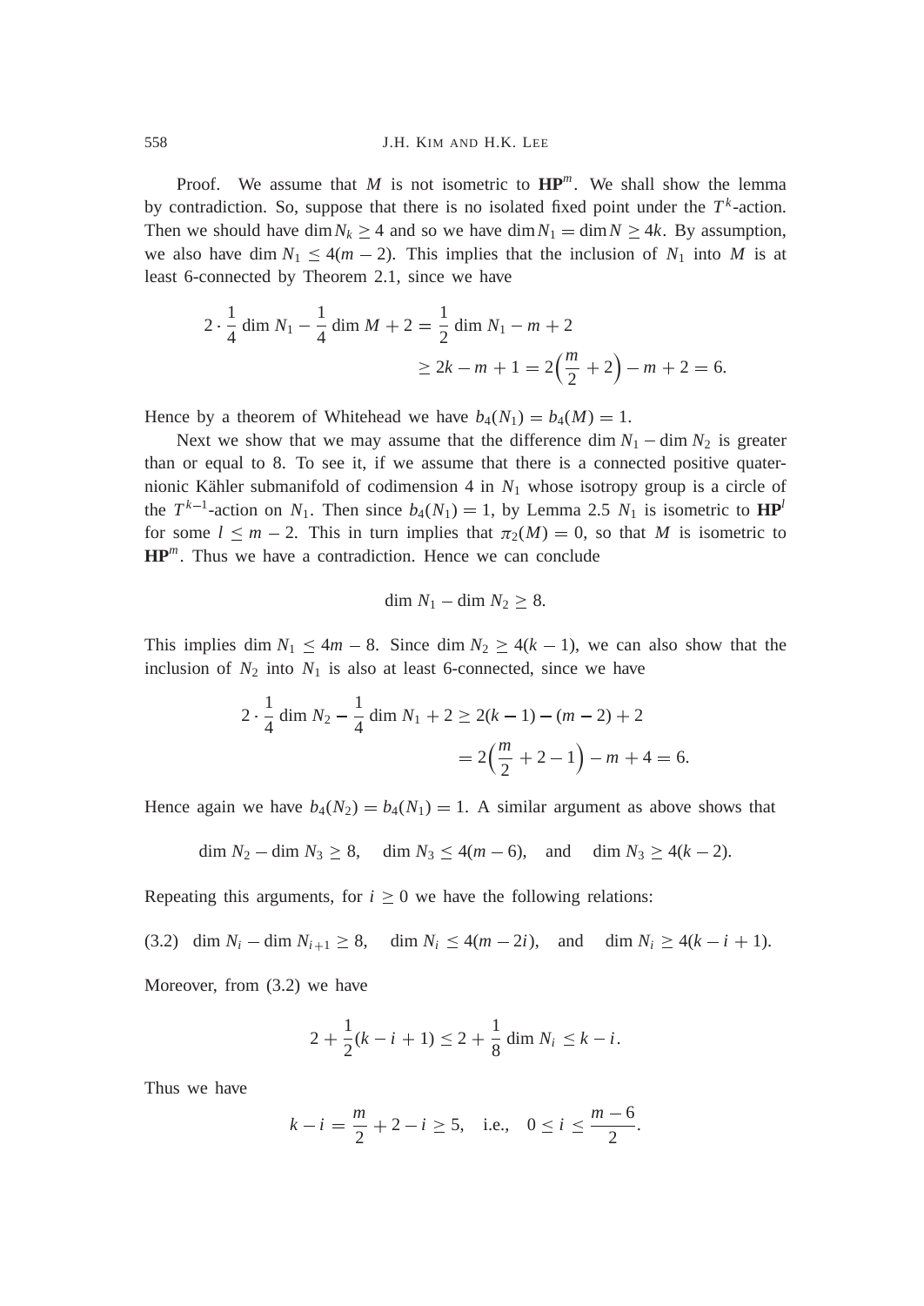Proof. We assume that $M$ is not isometric to $\mathbf{HP}^m$. We shall show the lemma by contradiction. So, suppose that there is no isolated fixed point under the $T^k$-action. Then we should have $\dim N_k \geq 4$ and so we have $\dim N_1 = \dim N \geq 4k$. By assumption, we also have $\dim N_1 \leq 4(m-2)$. This implies that the inclusion of $N_1$ into $M$ is at least 6-connected by Theorem 2.1, since we have

$$
\begin{aligned}
2 \cdot \frac{1}{4} \dim N_1 - \frac{1}{4} \dim M + 2 &= \frac{1}{2} \dim N_1 - m + 2 \\
&\geq 2k - m + 1 = 2\Big(\frac{m}{2} + 2\Big) - m + 2 = 6.
\end{aligned}
$$

Hence by a theorem of Whitehead we have $b_4(N_1) = b_4(M) = 1$.

Next we show that we may assume that the difference $\dim N_1 - \dim N_2$ is greater than or equal to 8. To see it, if we assume that there is a connected positive quaternionic Kähler submanifold of codimension 4 in $N_1$ whose isotropy group is a circle of the $T^{k-1}$-action on $N_1$. Then since $b_4(N_1) = 1$, by Lemma 2.5 $N_1$ is isometric to $\mathbf{HP}^l$ for some $l \leq m-2$. This in turn implies that $\pi_2(M) = 0$, so that $M$ is isometric to $\mathbf{HP}^m$. Thus we have a contradiction. Hence we can conclude

$$
\dim N_1 - \dim N_2 \geq 8.
$$

This implies $\dim N_1 \leq 4m - 8$. Since $\dim N_2 \geq 4(k-1)$, we can also show that the inclusion of $N_2$ into $N_1$ is also at least 6-connected, since we have

$$
\begin{aligned}
2 \cdot \frac{1}{4} \dim N_2 - \frac{1}{4} \dim N_1 + 2 &\geq 2(k-1) - (m-2) + 2 \\
&= 2\Big(\frac{m}{2} + 2 - 1\Big) - m + 4 = 6.
\end{aligned}
$$

Hence again we have $b_4(N_2) = b_4(N_1) = 1$. A similar argument as above shows that

$$
\dim N_2 - \dim N_3 \geq 8, \quad \dim N_3 \leq 4(m-6), \quad \text{and} \quad \dim N_3 \geq 4(k-2).
$$

Repeating this arguments, for $i \geq 0$ we have the following relations:

$$
\dim N_i - \dim N_{i+1} \geq 8, \quad \dim N_i \leq 4(m-2i), \quad \text{and} \quad \dim N_i \geq 4(k-i+1). \tag{3.2}
$$

Moreover, from (3.2) we have

$$
2 + \frac{1}{2}(k-i+1) \leq 2 + \frac{1}{8} \dim N_i \leq k - i.
$$

Thus we have

$$
k - i = \frac{m}{2} + 2 - i \geq 5, \quad \text{i.e.,} \quad 0 \leq i \leq \frac{m-6}{2}.
$$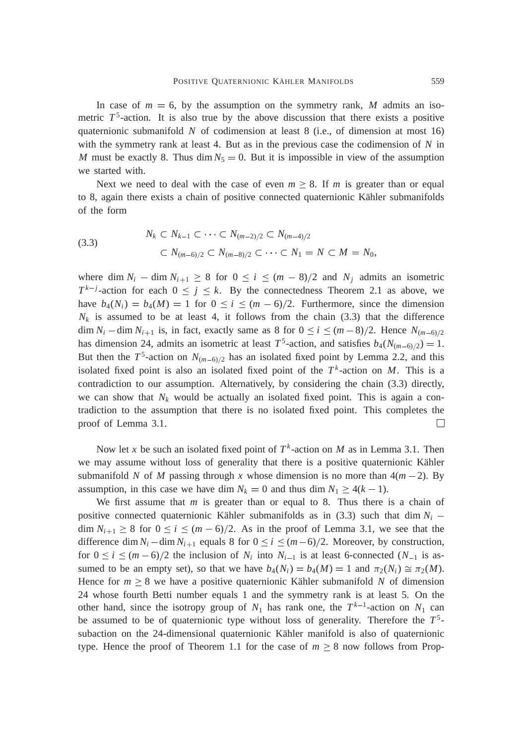In case of $m = 6$, by the assumption on the symmetry rank, $M$ admits an isometric $T^5$-action. It is also true by the above discussion that there exists a positive quaternionic submanifold $N$ of codimension at least 8 (i.e., of dimension at most 16) with the symmetry rank at least 4. But as in the previous case the codimension of $N$ in $M$ must be exactly 8. Thus $\dim N_5 = 0$. But it is impossible in view of the assumption we started with.

Next we need to deal with the case of even $m \geq 8$. If $m$ is greater than or equal to 8, again there exists a chain of positive connected quaternionic Kähler submanifolds of the form

$$
\begin{aligned}
(3.3) \qquad & N_k \subset N_{k-1} \subset \cdots \subset N_{(m-2)/2} \subset N_{(m-4)/2} \\
& \subset N_{(m-6)/2} \subset N_{(m-8)/2} \subset \cdots \subset N_1 = N \subset M = N_0,
\end{aligned}
$$

where $\dim N_i - \dim N_{i+1} \geq 8$ for $0 \leq i \leq (m-8)/2$ and $N_j$ admits an isometric $T^{k-j}$-action for each $0 \leq j \leq k$. By the connectedness Theorem 2.1 as above, we have $b_4(N_i) = b_4(M) = 1$ for $0 \leq i \leq (m-6)/2$. Furthermore, since the dimension $N_k$ is assumed to be at least 4, it follows from the chain (3.3) that the difference $\dim N_i - \dim N_{i+1}$ is, in fact, exactly same as 8 for $0 \leq i \leq (m-8)/2$. Hence $N_{(m-6)/2}$ has dimension 24, admits an isometric at least $T^5$-action, and satisfies $b_4(N_{(m-6)/2}) = 1$. But then the $T^5$-action on $N_{(m-6)/2}$ has an isolated fixed point by Lemma 2.2, and this isolated fixed point is also an isolated fixed point of the $T^k$-action on $M$. This is a contradiction to our assumption. Alternatively, by considering the chain (3.3) directly, we can show that $N_k$ would be actually an isolated fixed point. This is again a contradiction to the assumption that there is no isolated fixed point. This completes the proof of Lemma 3.1. □

Now let $x$ be such an isolated fixed point of $T^k$-action on $M$ as in Lemma 3.1. Then we may assume without loss of generality that there is a positive quaternionic Kähler submanifold $N$ of $M$ passing through $x$ whose dimension is no more than $4(m-2)$. By assumption, in this case we have $\dim N_k = 0$ and thus $\dim N_1 \geq 4(k-1)$.

We first assume that $m$ is greater than or equal to 8. Thus there is a chain of positive connected quaternionic Kähler submanifolds as in (3.3) such that $\dim N_i - \dim N_{i+1} \geq 8$ for $0 \leq i \leq (m-6)/2$. As in the proof of Lemma 3.1, we see that the difference $\dim N_i - \dim N_{i+1}$ equals 8 for $0 \leq i \leq (m-6)/2$. Moreover, by construction, for $0 \leq i \leq (m-6)/2$ the inclusion of $N_i$ into $N_{i-1}$ is at least 6-connected ($N_{-1}$ is assumed to be an empty set), so that we have $b_4(N_i) = b_4(M) = 1$ and $\pi_2(N_i) \cong \pi_2(M)$. Hence for $m \geq 8$ we have a positive quaternionic Kähler submanifold $N$ of dimension 24 whose fourth Betti number equals 1 and the symmetry rank is at least 5. On the other hand, since the isotropy group of $N_1$ has rank one, the $T^{k-1}$-action on $N_1$ can be assumed to be of quaternionic type without loss of generality. Therefore the $T^5$-subaction on the 24-dimensional quaternionic Kähler manifold is also of quaternionic type. Hence the proof of Theorem 1.1 for the case of $m \geq 8$ now follows from Prop-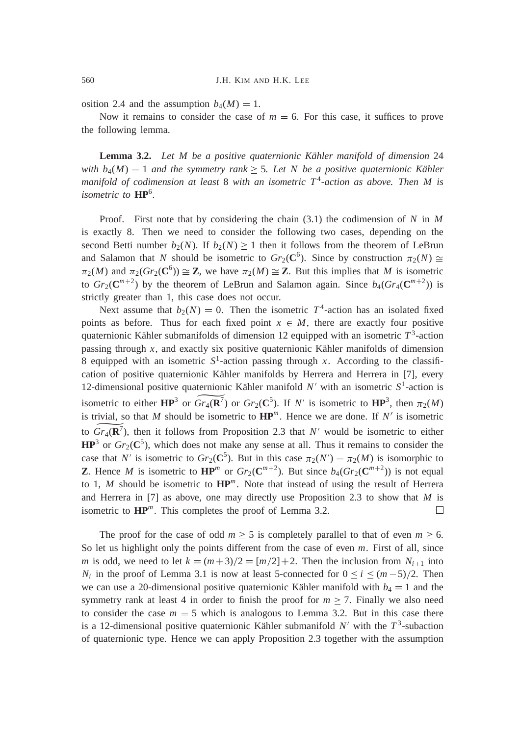osition 2.4 and the assumption $b_4(M) = 1$.

Now it remains to consider the case of $m = 6$. For this case, it suffices to prove the following lemma.

**Lemma 3.2.** *Let $M$ be a positive quaternionic Kähler manifold of dimension* 24 *with $b_4(M) = 1$ and the symmetry rank $\geq 5$. Let $N$ be a positive quaternionic Kähler manifold of codimension at least* 8 *with an isometric $T^4$-action as above. Then $M$ is isometric to $\mathbf{HP}^6$.*

Proof. First note that by considering the chain (3.1) the codimension of $N$ in $M$ is exactly 8. Then we need to consider the following two cases, depending on the second Betti number $b_2(N)$. If $b_2(N) \geq 1$ then it follows from the theorem of LeBrun and Salamon that $N$ should be isometric to $Gr_2(\mathbf{C}^6)$. Since by construction $\pi_2(N) \cong \pi_2(M)$ and $\pi_2(Gr_2(\mathbf{C}^6)) \cong \mathbf{Z}$, we have $\pi_2(M) \cong \mathbf{Z}$. But this implies that $M$ is isometric to $Gr_2(\mathbf{C}^{m+2})$ by the theorem of LeBrun and Salamon again. Since $b_4(Gr_4(\mathbf{C}^{m+2}))$ is strictly greater than 1, this case does not occur.

Next assume that $b_2(N) = 0$. Then the isometric $T^4$-action has an isolated fixed points as before. Thus for each fixed point $x \in M$, there are exactly four positive quaternionic Kähler submanifolds of dimension 12 equipped with an isometric $T^3$-action passing through $x$, and exactly six positive quaternionic Kähler manifolds of dimension 8 equipped with an isometric $S^1$-action passing through $x$. According to the classification of positive quaternionic Kähler manifolds by Herrera and Herrera in [7], every 12-dimensional positive quaternionic Kähler manifold $N'$ with an isometric $S^1$-action is isometric to either $\mathbf{HP}^3$ or $\widetilde{Gr_4(\mathbf{R}^7)}$ or $Gr_2(\mathbf{C}^5)$. If $N'$ is isometric to $\mathbf{HP}^3$, then $\pi_2(M)$ is trivial, so that $M$ should be isometric to $\mathbf{HP}^m$. Hence we are done. If $N'$ is isometric to $\widetilde{Gr_4(\mathbf{R}^7)}$, then it follows from Proposition 2.3 that $N'$ would be isometric to either $\mathbf{HP}^3$ or $Gr_2(\mathbf{C}^5)$, which does not make any sense at all. Thus it remains to consider the case that $N'$ is isometric to $Gr_2(\mathbf{C}^5)$. But in this case $\pi_2(N') = \pi_2(M)$ is isomorphic to $\mathbf{Z}$. Hence $M$ is isometric to $\mathbf{HP}^m$ or $Gr_2(\mathbf{C}^{m+2})$. But since $b_4(Gr_2(\mathbf{C}^{m+2}))$ is not equal to 1, $M$ should be isometric to $\mathbf{HP}^m$. Note that instead of using the result of Herrera and Herrera in [7] as above, one may directly use Proposition 2.3 to show that $M$ is isometric to $\mathbf{HP}^m$. This completes the proof of Lemma 3.2. □

The proof for the case of odd $m \geq 5$ is completely parallel to that of even $m \geq 6$. So let us highlight only the points different from the case of even $m$. First of all, since $m$ is odd, we need to let $k = (m+3)/2 = [m/2]+2$. Then the inclusion from $N_{i+1}$ into $N_i$ in the proof of Lemma 3.1 is now at least 5-connected for $0 \leq i \leq (m-5)/2$. Then we can use a 20-dimensional positive quaternionic Kähler manifold with $b_4 = 1$ and the symmetry rank at least 4 in order to finish the proof for $m \geq 7$. Finally we also need to consider the case $m = 5$ which is analogous to Lemma 3.2. But in this case there is a 12-dimensional positive quaternionic Kähler submanifold $N'$ with the $T^3$-subaction of quaternionic type. Hence we can apply Proposition 2.3 together with the assumption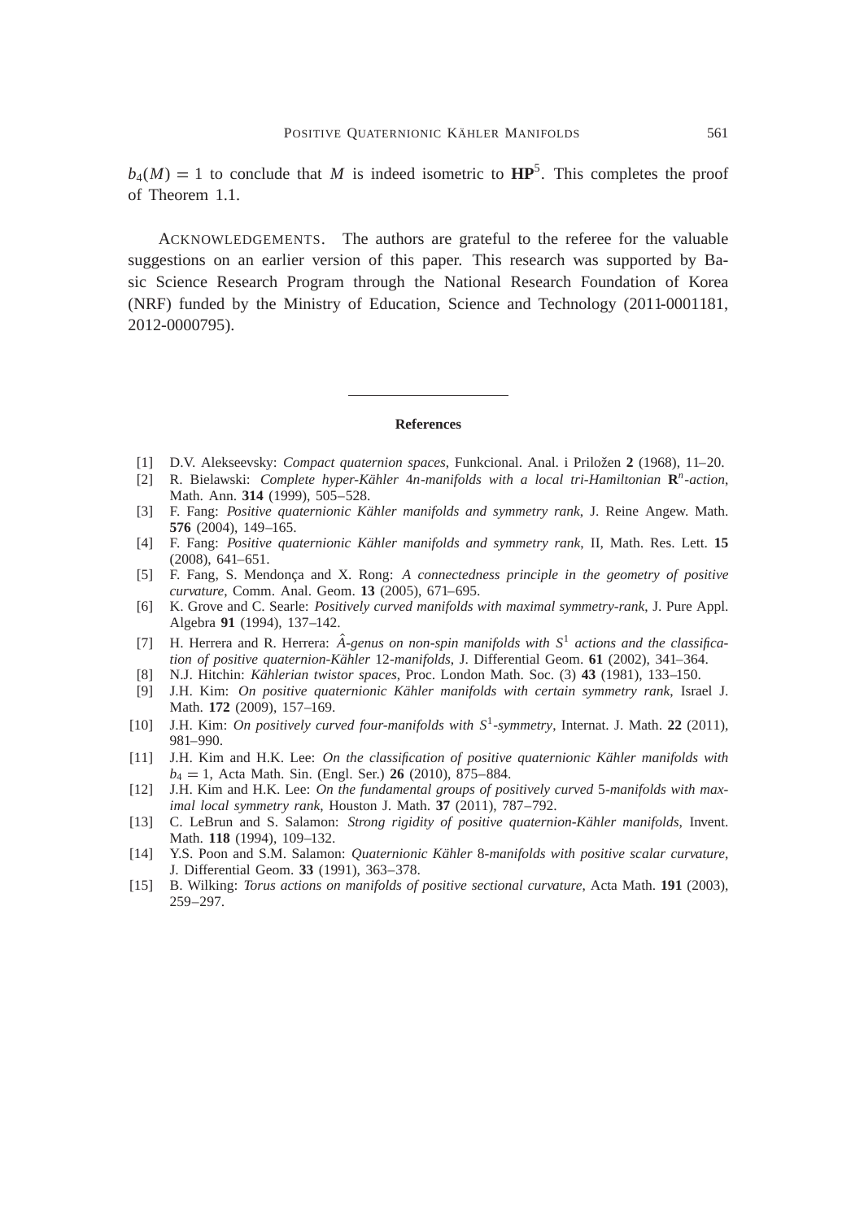$b_4(M) = 1$ to conclude that $M$ is indeed isometric to $\mathbf{HP}^5$. This completes the proof of Theorem 1.1.

ACKNOWLEDGEMENTS. The authors are grateful to the referee for the valuable suggestions on an earlier version of this paper. This research was supported by Basic Science Research Program through the National Research Foundation of Korea (NRF) funded by the Ministry of Education, Science and Technology (2011-0001181, 2012-0000795).

## References

[1] D.V. Alekseevsky: *Compact quaternion spaces*, Funkcional. Anal. i Priložen **2** (1968), 11–20.

[2] R. Bielawski: *Complete hyper-Kähler 4n-manifolds with a local tri-Hamiltonian* $\mathbf{R}^n$*-action*, Math. Ann. **314** (1999), 505–528.

[3] F. Fang: *Positive quaternionic Kähler manifolds and symmetry rank*, J. Reine Angew. Math. **576** (2004), 149–165.

[4] F. Fang: *Positive quaternionic Kähler manifolds and symmetry rank*, II, Math. Res. Lett. **15** (2008), 641–651.

[5] F. Fang, S. Mendonça and X. Rong: *A connectedness principle in the geometry of positive curvature*, Comm. Anal. Geom. **13** (2005), 671–695.

[6] K. Grove and C. Searle: *Positively curved manifolds with maximal symmetry-rank*, J. Pure Appl. Algebra **91** (1994), 137–142.

[7] H. Herrera and R. Herrera: *$\hat{A}$-genus on non-spin manifolds with $S^1$ actions and the classification of positive quaternion-Kähler 12-manifolds*, J. Differential Geom. **61** (2002), 341–364.

[8] N.J. Hitchin: *Kählerian twistor spaces*, Proc. London Math. Soc. (3) **43** (1981), 133–150.

[9] J.H. Kim: *On positive quaternionic Kähler manifolds with certain symmetry rank*, Israel J. Math. **172** (2009), 157–169.

[10] J.H. Kim: *On positively curved four-manifolds with $S^1$-symmetry*, Internat. J. Math. **22** (2011), 981–990.

[11] J.H. Kim and H.K. Lee: *On the classification of positive quaternionic Kähler manifolds with* $b_4 = 1$, Acta Math. Sin. (Engl. Ser.) **26** (2010), 875–884.

[12] J.H. Kim and H.K. Lee: *On the fundamental groups of positively curved 5-manifolds with maximal local symmetry rank*, Houston J. Math. **37** (2011), 787–792.

[13] C. LeBrun and S. Salamon: *Strong rigidity of positive quaternion-Kähler manifolds*, Invent. Math. **118** (1994), 109–132.

[14] Y.S. Poon and S.M. Salamon: *Quaternionic Kähler 8-manifolds with positive scalar curvature*, J. Differential Geom. **33** (1991), 363–378.

[15] B. Wilking: *Torus actions on manifolds of positive sectional curvature*, Acta Math. **191** (2003), 259–297.